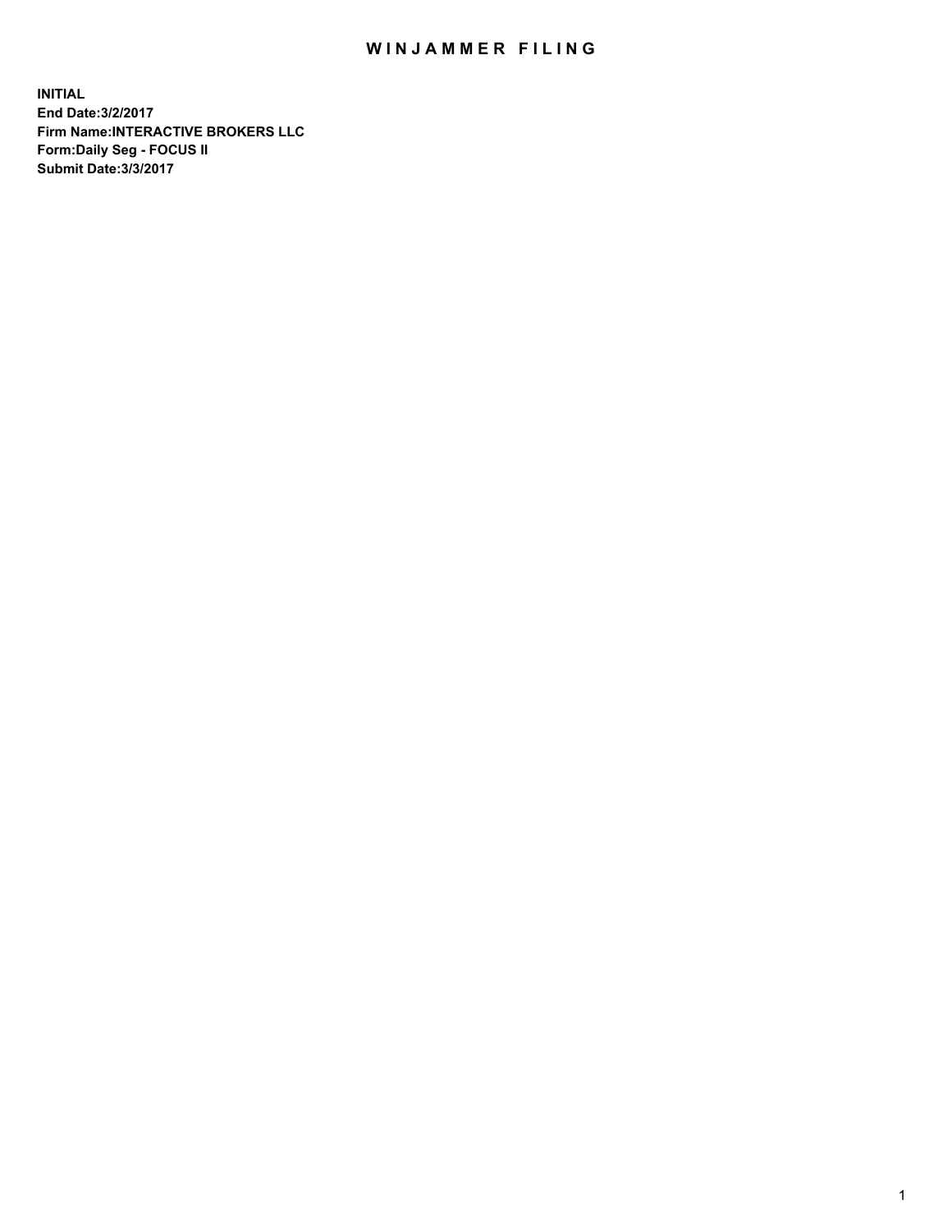# WINJAMMER FILING

**INITIAL**
**End Date:3/2/2017**
**Firm Name:INTERACTIVE BROKERS LLC**
**Form:Daily Seg - FOCUS II**
**Submit Date:3/3/2017**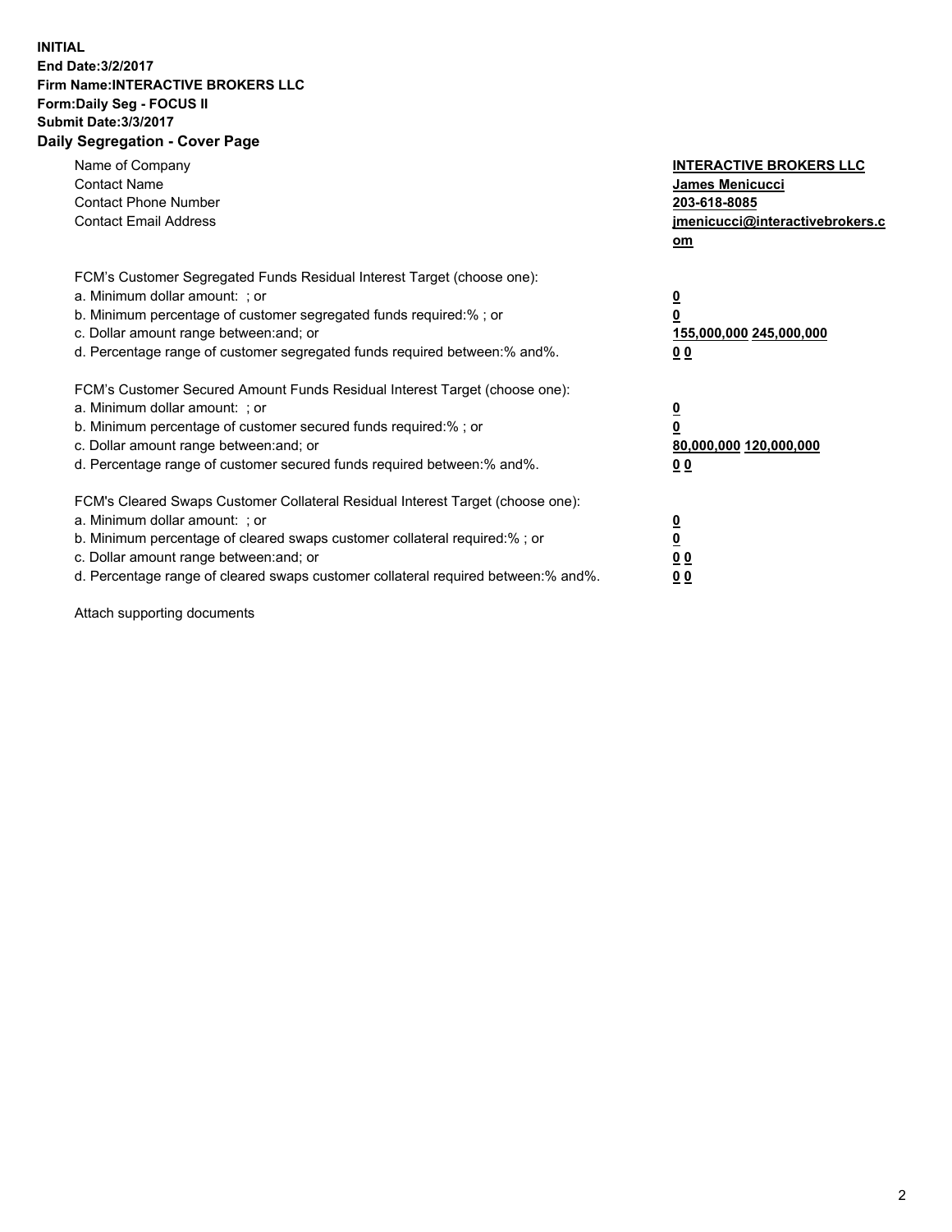**INITIAL**
**End Date:3/2/2017**
**Firm Name:INTERACTIVE BROKERS LLC**
**Form:Daily Seg - FOCUS II**
**Submit Date:3/3/2017**

## Daily Segregation - Cover Page

| | |
|---|---|
| Name of Company | **INTERACTIVE BROKERS LLC** |
| Contact Name | **James Menicucci** |
| Contact Phone Number | **203-618-8085** |
| Contact Email Address | **jmenicucci@interactivebrokers.com** |

FCM's Customer Segregated Funds Residual Interest Target (choose one):

| | |
|---|---|
| a. Minimum dollar amount: ; or | **0** |
| b. Minimum percentage of customer segregated funds required:% ; or | **0** |
| c. Dollar amount range between:and; or | **155,000,000 245,000,000** |
| d. Percentage range of customer segregated funds required between:% and%. | **0 0** |

FCM's Customer Secured Amount Funds Residual Interest Target (choose one):

| | |
|---|---|
| a. Minimum dollar amount: ; or | **0** |
| b. Minimum percentage of customer secured funds required:% ; or | **0** |
| c. Dollar amount range between:and; or | **80,000,000 120,000,000** |
| d. Percentage range of customer secured funds required between:% and%. | **0 0** |

FCM's Cleared Swaps Customer Collateral Residual Interest Target (choose one):

| | |
|---|---|
| a. Minimum dollar amount: ; or | **0** |
| b. Minimum percentage of cleared swaps customer collateral required:% ; or | **0** |
| c. Dollar amount range between:and; or | **0 0** |
| d. Percentage range of cleared swaps customer collateral required between:% and%. | **0 0** |

Attach supporting documents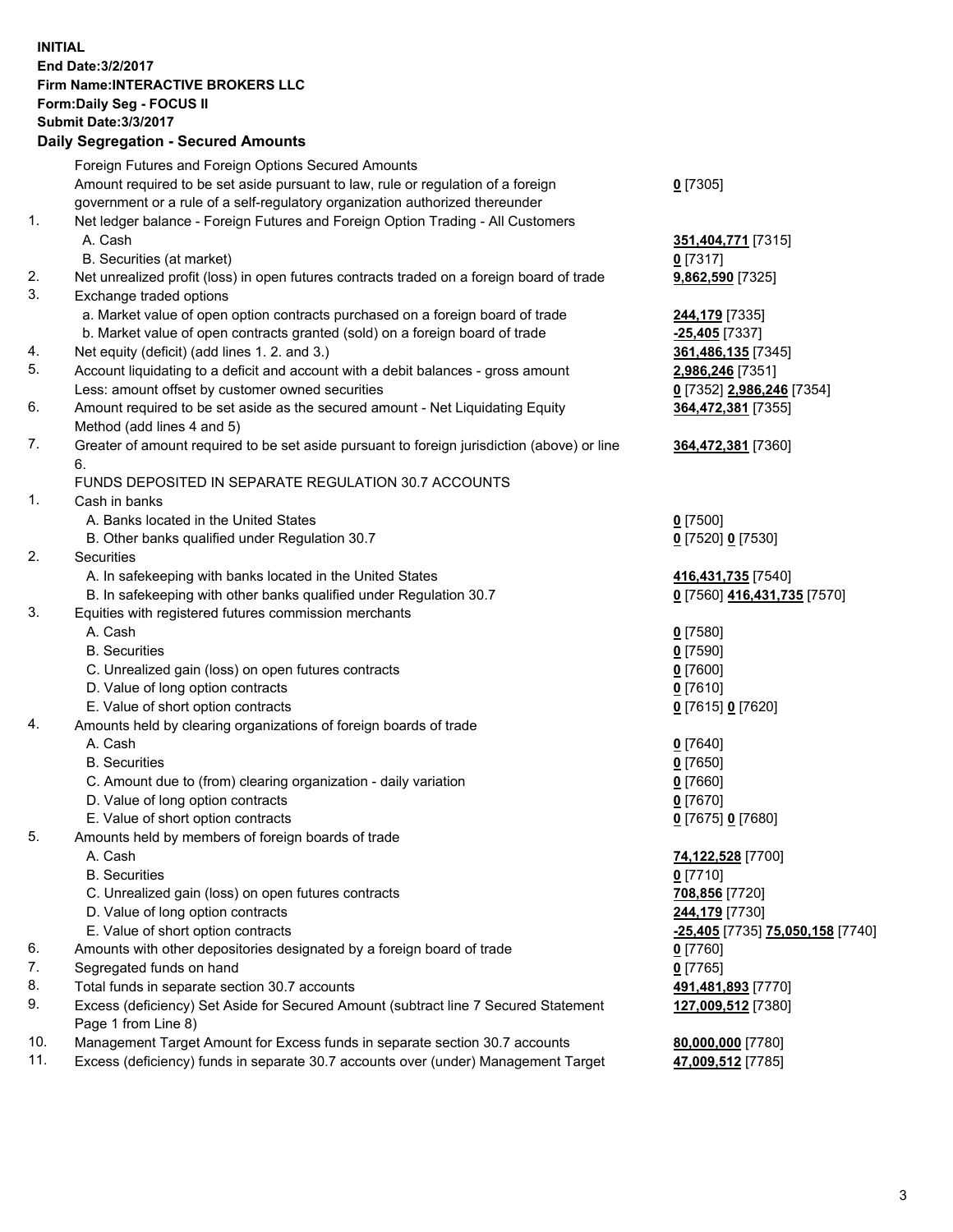**INITIAL**
**End Date:3/2/2017**
**Firm Name:INTERACTIVE BROKERS LLC**
**Form:Daily Seg - FOCUS II**
**Submit Date:3/3/2017**
**Daily Segregation - Secured Amounts**

| | | |
|---|---|---|
| | Foreign Futures and Foreign Options Secured Amounts | |
| | Amount required to be set aside pursuant to law, rule or regulation of a foreign government or a rule of a self-regulatory organization authorized thereunder | **0** [7305] |
| 1. | Net ledger balance - Foreign Futures and Foreign Option Trading - All Customers | |
| | A. Cash | **351,404,771** [7315] |
| | B. Securities (at market) | **0** [7317] |
| 2. | Net unrealized profit (loss) in open futures contracts traded on a foreign board of trade | **9,862,590** [7325] |
| 3. | Exchange traded options | |
| | a. Market value of open option contracts purchased on a foreign board of trade | **244,179** [7335] |
| | b. Market value of open contracts granted (sold) on a foreign board of trade | **-25,405** [7337] |
| 4. | Net equity (deficit) (add lines 1. 2. and 3.) | **361,486,135** [7345] |
| 5. | Account liquidating to a deficit and account with a debit balances - gross amount | **2,986,246** [7351] |
| | Less: amount offset by customer owned securities | **0** [7352] **2,986,246** [7354] |
| 6. | Amount required to be set aside as the secured amount - Net Liquidating Equity Method (add lines 4 and 5) | **364,472,381** [7355] |
| 7. | Greater of amount required to be set aside pursuant to foreign jurisdiction (above) or line 6. | **364,472,381** [7360] |
| | FUNDS DEPOSITED IN SEPARATE REGULATION 30.7 ACCOUNTS | |
| 1. | Cash in banks | |
| | A. Banks located in the United States | **0** [7500] |
| | B. Other banks qualified under Regulation 30.7 | **0** [7520] **0** [7530] |
| 2. | Securities | |
| | A. In safekeeping with banks located in the United States | **416,431,735** [7540] |
| | B. In safekeeping with other banks qualified under Regulation 30.7 | **0** [7560] **416,431,735** [7570] |
| 3. | Equities with registered futures commission merchants | |
| | A. Cash | **0** [7580] |
| | B. Securities | **0** [7590] |
| | C. Unrealized gain (loss) on open futures contracts | **0** [7600] |
| | D. Value of long option contracts | **0** [7610] |
| | E. Value of short option contracts | **0** [7615] **0** [7620] |
| 4. | Amounts held by clearing organizations of foreign boards of trade | |
| | A. Cash | **0** [7640] |
| | B. Securities | **0** [7650] |
| | C. Amount due to (from) clearing organization - daily variation | **0** [7660] |
| | D. Value of long option contracts | **0** [7670] |
| | E. Value of short option contracts | **0** [7675] **0** [7680] |
| 5. | Amounts held by members of foreign boards of trade | |
| | A. Cash | **74,122,528** [7700] |
| | B. Securities | **0** [7710] |
| | C. Unrealized gain (loss) on open futures contracts | **708,856** [7720] |
| | D. Value of long option contracts | **244,179** [7730] |
| | E. Value of short option contracts | **-25,405** [7735] **75,050,158** [7740] |
| 6. | Amounts with other depositories designated by a foreign board of trade | **0** [7760] |
| 7. | Segregated funds on hand | **0** [7765] |
| 8. | Total funds in separate section 30.7 accounts | **491,481,893** [7770] |
| 9. | Excess (deficiency) Set Aside for Secured Amount (subtract line 7 Secured Statement Page 1 from Line 8) | **127,009,512** [7380] |
| 10. | Management Target Amount for Excess funds in separate section 30.7 accounts | **80,000,000** [7780] |
| 11. | Excess (deficiency) funds in separate 30.7 accounts over (under) Management Target | **47,009,512** [7785] |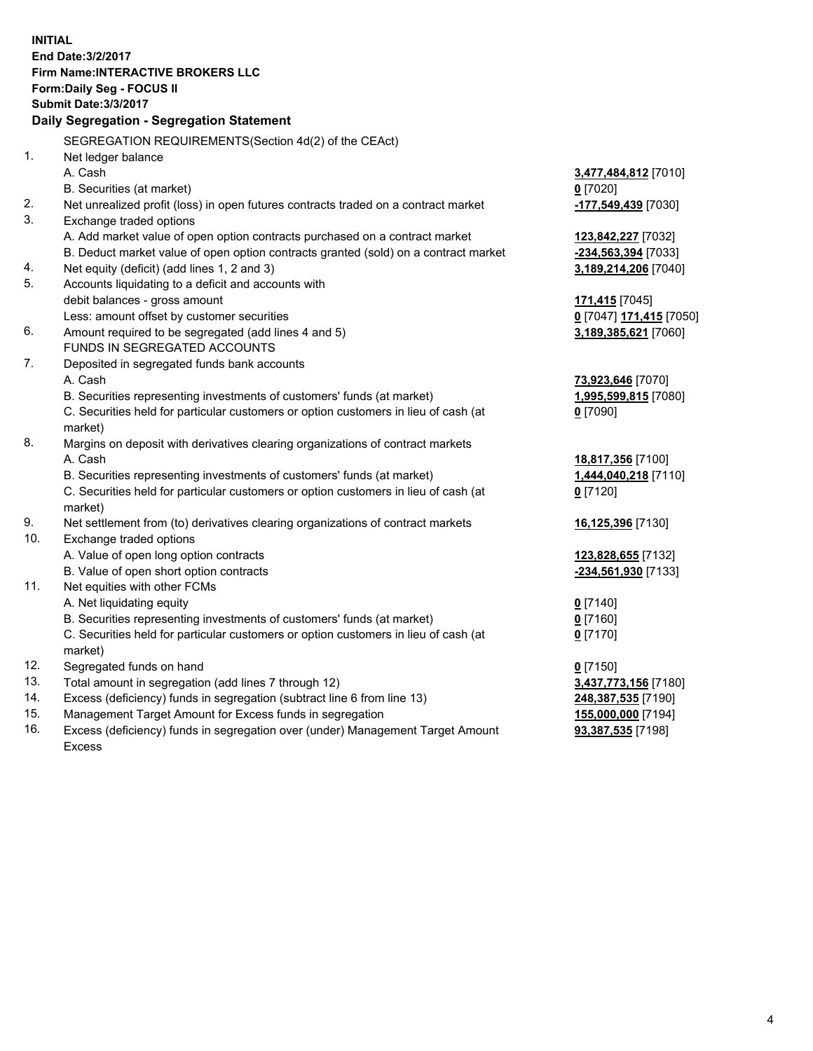**INITIAL**
**End Date:3/2/2017**
**Firm Name:INTERACTIVE BROKERS LLC**
**Form:Daily Seg - FOCUS II**
**Submit Date:3/3/2017**

## Daily Segregation - Segregation Statement

| | SEGREGATION REQUIREMENTS(Section 4d(2) of the CEAct) | |
|---|---|---|
| 1. | Net ledger balance | |
| | A. Cash | **3,477,484,812** [7010] |
| | B. Securities (at market) | **0** [7020] |
| 2. | Net unrealized profit (loss) in open futures contracts traded on a contract market | **-177,549,439** [7030] |
| 3. | Exchange traded options | |
| | A. Add market value of open option contracts purchased on a contract market | **123,842,227** [7032] |
| | B. Deduct market value of open option contracts granted (sold) on a contract market | **-234,563,394** [7033] |
| 4. | Net equity (deficit) (add lines 1, 2 and 3) | **3,189,214,206** [7040] |
| 5. | Accounts liquidating to a deficit and accounts with | |
| | debit balances - gross amount | **171,415** [7045] |
| | Less: amount offset by customer securities | **0** [7047] **171,415** [7050] |
| 6. | Amount required to be segregated (add lines 4 and 5) | **3,189,385,621** [7060] |
| | FUNDS IN SEGREGATED ACCOUNTS | |
| 7. | Deposited in segregated funds bank accounts | |
| | A. Cash | **73,923,646** [7070] |
| | B. Securities representing investments of customers' funds (at market) | **1,995,599,815** [7080] |
| | C. Securities held for particular customers or option customers in lieu of cash (at market) | **0** [7090] |
| 8. | Margins on deposit with derivatives clearing organizations of contract markets | |
| | A. Cash | **18,817,356** [7100] |
| | B. Securities representing investments of customers' funds (at market) | **1,444,040,218** [7110] |
| | C. Securities held for particular customers or option customers in lieu of cash (at market) | **0** [7120] |
| 9. | Net settlement from (to) derivatives clearing organizations of contract markets | **16,125,396** [7130] |
| 10. | Exchange traded options | |
| | A. Value of open long option contracts | **123,828,655** [7132] |
| | B. Value of open short option contracts | **-234,561,930** [7133] |
| 11. | Net equities with other FCMs | |
| | A. Net liquidating equity | **0** [7140] |
| | B. Securities representing investments of customers' funds (at market) | **0** [7160] |
| | C. Securities held for particular customers or option customers in lieu of cash (at market) | **0** [7170] |
| 12. | Segregated funds on hand | **0** [7150] |
| 13. | Total amount in segregation (add lines 7 through 12) | **3,437,773,156** [7180] |
| 14. | Excess (deficiency) funds in segregation (subtract line 6 from line 13) | **248,387,535** [7190] |
| 15. | Management Target Amount for Excess funds in segregation | **155,000,000** [7194] |
| 16. | Excess (deficiency) funds in segregation over (under) Management Target Amount Excess | **93,387,535** [7198] |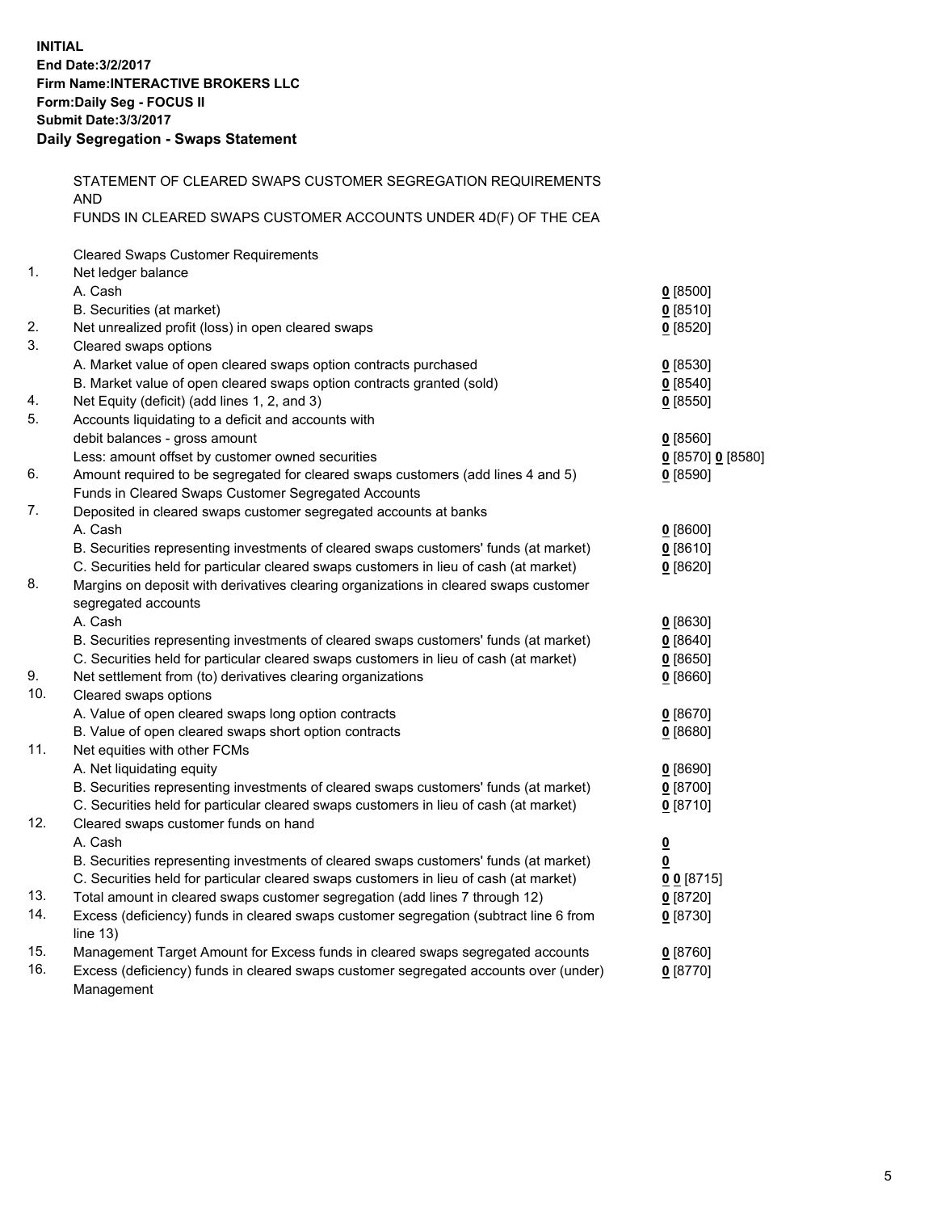**INITIAL**
**End Date:3/2/2017**
**Firm Name:INTERACTIVE BROKERS LLC**
**Form:Daily Seg - FOCUS II**
**Submit Date:3/3/2017**
**Daily Segregation - Swaps Statement**

STATEMENT OF CLEARED SWAPS CUSTOMER SEGREGATION REQUIREMENTS AND
FUNDS IN CLEARED SWAPS CUSTOMER ACCOUNTS UNDER 4D(F) OF THE CEA

| | | |
|---|---|---|
| | Cleared Swaps Customer Requirements | |
| 1. | Net ledger balance | |
| | A. Cash | 0 [8500] |
| | B. Securities (at market) | 0 [8510] |
| 2. | Net unrealized profit (loss) in open cleared swaps | 0 [8520] |
| 3. | Cleared swaps options | |
| | A. Market value of open cleared swaps option contracts purchased | 0 [8530] |
| | B. Market value of open cleared swaps option contracts granted (sold) | 0 [8540] |
| 4. | Net Equity (deficit) (add lines 1, 2, and 3) | 0 [8550] |
| 5. | Accounts liquidating to a deficit and accounts with debit balances - gross amount | 0 [8560] |
| | Less: amount offset by customer owned securities | 0 [8570] 0 [8580] |
| 6. | Amount required to be segregated for cleared swaps customers (add lines 4 and 5) | 0 [8590] |
| | Funds in Cleared Swaps Customer Segregated Accounts | |
| 7. | Deposited in cleared swaps customer segregated accounts at banks | |
| | A. Cash | 0 [8600] |
| | B. Securities representing investments of cleared swaps customers' funds (at market) | 0 [8610] |
| | C. Securities held for particular cleared swaps customers in lieu of cash (at market) | 0 [8620] |
| 8. | Margins on deposit with derivatives clearing organizations in cleared swaps customer segregated accounts | |
| | A. Cash | 0 [8630] |
| | B. Securities representing investments of cleared swaps customers' funds (at market) | 0 [8640] |
| | C. Securities held for particular cleared swaps customers in lieu of cash (at market) | 0 [8650] |
| 9. | Net settlement from (to) derivatives clearing organizations | 0 [8660] |
| 10. | Cleared swaps options | |
| | A. Value of open cleared swaps long option contracts | 0 [8670] |
| | B. Value of open cleared swaps short option contracts | 0 [8680] |
| 11. | Net equities with other FCMs | |
| | A. Net liquidating equity | 0 [8690] |
| | B. Securities representing investments of cleared swaps customers' funds (at market) | 0 [8700] |
| | C. Securities held for particular cleared swaps customers in lieu of cash (at market) | 0 [8710] |
| 12. | Cleared swaps customer funds on hand | |
| | A. Cash | 0 |
| | B. Securities representing investments of cleared swaps customers' funds (at market) | 0 |
| | C. Securities held for particular cleared swaps customers in lieu of cash (at market) | 0 0 [8715] |
| 13. | Total amount in cleared swaps customer segregation (add lines 7 through 12) | 0 [8720] |
| 14. | Excess (deficiency) funds in cleared swaps customer segregation (subtract line 6 from line 13) | 0 [8730] |
| 15. | Management Target Amount for Excess funds in cleared swaps segregated accounts | 0 [8760] |
| 16. | Excess (deficiency) funds in cleared swaps customer segregated accounts over (under) Management | 0 [8770] |